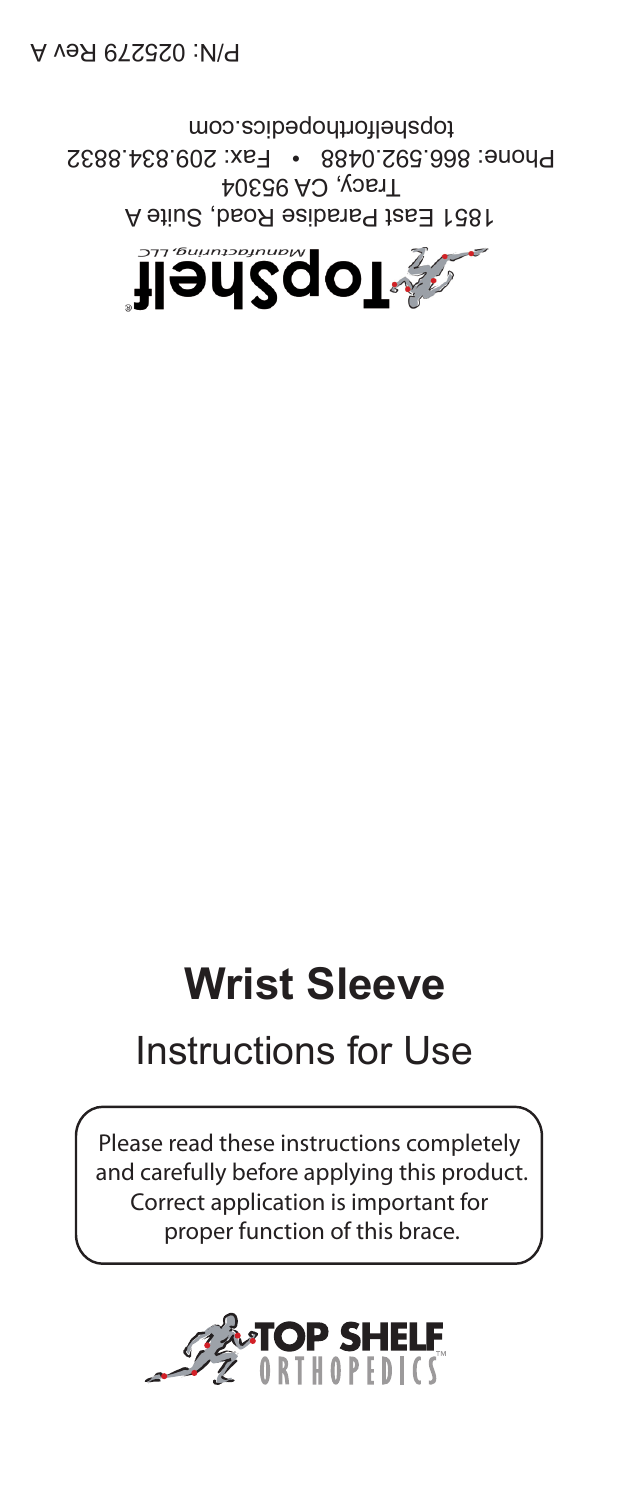P/N: 025279 Rev A

1851 East Paradise Road, Suite A
Tracy, CA 95304
Phone: 866.592.0488 • Fax: 209.834.8832
topshelforthopedics.com

# Wrist Sleeve

## Instructions for Use

Please read these instructions completely and carefully before applying this product. Correct application is important for proper function of this brace.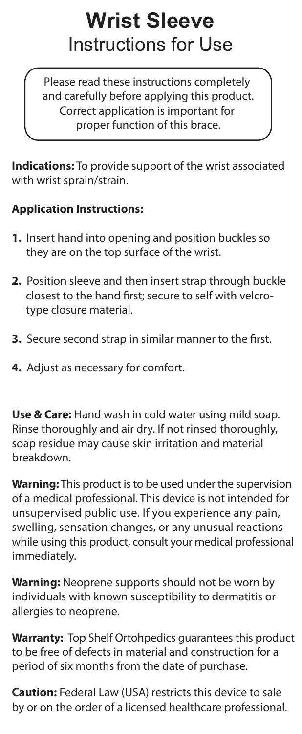# Wrist Sleeve

## Instructions for Use

Please read these instructions completely and carefully before applying this product. Correct application is important for proper function of this brace.

**Indications:** To provide support of the wrist associated with wrist sprain/strain.

**Application Instructions:**

1. Insert hand into opening and position buckles so they are on the top surface of the wrist.
2. Position sleeve and then insert strap through buckle closest to the hand first; secure to self with velcro-type closure material.
3. Secure second strap in similar manner to the first.
4. Adjust as necessary for comfort.

**Use & Care:** Hand wash in cold water using mild soap. Rinse thoroughly and air dry. If not rinsed thoroughly, soap residue may cause skin irritation and material breakdown.

**Warning:** This product is to be used under the supervision of a medical professional. This device is not intended for unsupervised public use. If you experience any pain, swelling, sensation changes, or any unusual reactions while using this product, consult your medical professional immediately.

**Warning:** Neoprene supports should not be worn by individuals with known susceptibility to dermatitis or allergies to neoprene.

**Warranty:** Top Shelf Ortohpedics guarantees this product to be free of defects in material and construction for a period of six months from the date of purchase.

**Caution:** Federal Law (USA) restricts this device to sale by or on the order of a licensed healthcare professional.